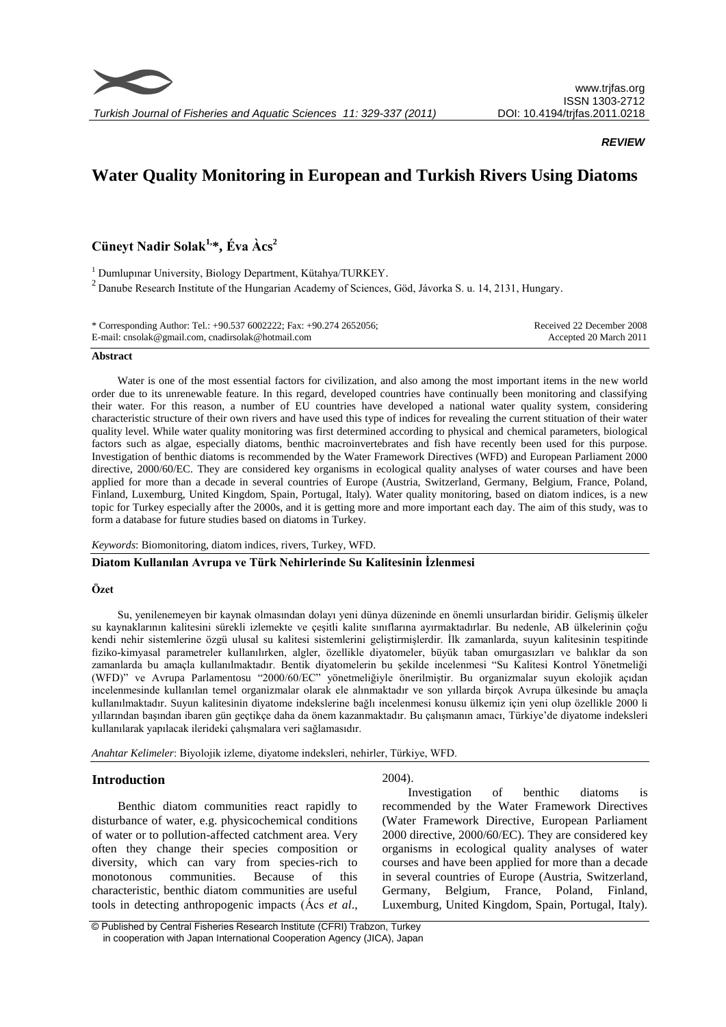*REVIEW*

# Water Quality Monitoring in European and Turkish Rivers Using Diatoms

**Cüneyt Nadir Solak[1,*], Éva Àcs[2]**

[1] Dumlupınar University, Biology Department, Kütahya/TURKEY.

[2] Danube Research Institute of the Hungarian Academy of Sciences, Göd, Jávorka S. u. 14, 2131, Hungary.

\* Corresponding Author: Tel.: +90.537 6002222; Fax: +90.274 2652056;
E-mail: cnsolak@gmail.com, cnadirsolak@hotmail.com

Received 22 December 2008
Accepted 20 March 2011

## Abstract

Water is one of the most essential factors for civilization, and also among the most important items in the new world order due to its unrenewable feature. In this regard, developed countries have continually been monitoring and classifying their water. For this reason, a number of EU countries have developed a national water quality system, considering characteristic structure of their own rivers and have used this type of indices for revealing the current stituation of their water quality level. While water quality monitoring was first determined according to physical and chemical parameters, biological factors such as algae, especially diatoms, benthic macroinvertebrates and fish have recently been used for this purpose. Investigation of benthic diatoms is recommended by the Water Framework Directives (WFD) and European Parliament 2000 directive, 2000/60/EC. They are considered key organisms in ecological quality analyses of water courses and have been applied for more than a decade in several countries of Europe (Austria, Switzerland, Germany, Belgium, France, Poland, Finland, Luxemburg, United Kingdom, Spain, Portugal, Italy). Water quality monitoring, based on diatom indices, is a new topic for Turkey especially after the 2000s, and it is getting more and more important each day. The aim of this study, was to form a database for future studies based on diatoms in Turkey.

*Keywords*: Biomonitoring, diatom indices, rivers, Turkey, WFD.

**Diatom Kullanılan Avrupa ve Türk Nehirlerinde Su Kalitesinin İzlenmesi**

## Özet

Su, yenilenemeyen bir kaynak olmasından dolayı yeni dünya düzeninde en önemli unsurlardan biridir. Gelişmiş ülkeler su kaynaklarının kalitesini sürekli izlemekte ve çeşitli kalite sınıflarına ayırmaktadırlar. Bu nedenle, AB ülkelerinin çoğu kendi nehir sistemlerine özgü ulusal su kalitesi sistemlerini geliştirmişlerdir. İlk zamanlarda, suyun kalitesinin tespitinde fiziko-kimyasal parametreler kullanılırken, algler, özellikle diyatomeler, büyük taban omurgasızları ve balıklar da son zamanlarda bu amaçla kullanılmaktadır. Bentik diyatomelerin bu şekilde incelenmesi "Su Kalitesi Kontrol Yönetmeliği (WFD)" ve Avrupa Parlamentosu "2000/60/EC" yönetmeliğiyle önerilmiştir. Bu organizmalar suyun ekolojik açıdan incelenmesinde kullanılan temel organizmalar olarak ele alınmaktadır ve son yıllarda birçok Avrupa ülkesinde bu amaçla kullanılmaktadır. Suyun kalitesinin diyatome indekslerine bağlı incelenmesi konusu ülkemiz için yeni olup özellikle 2000 li yıllarından başından ibaren gün geçtikçe daha da önem kazanmaktadır. Bu çalışmanın amacı, Türkiye'de diyatome indeksleri kullanılarak yapılacak ilerideki çalışmalara veri sağlamasıdır.

*Anahtar Kelimeler*: Biyolojik izleme, diyatome indeksleri, nehirler, Türkiye, WFD.

## Introduction

Benthic diatom communities react rapidly to disturbance of water, e.g. physicochemical conditions of water or to pollution-affected catchment area. Very often they change their species composition or diversity, which can vary from species-rich to monotonous communities. Because of this characteristic, benthic diatom communities are useful tools in detecting anthropogenic impacts (Ács *et al*., 2004).

Investigation of benthic diatoms is recommended by the Water Framework Directives (Water Framework Directive, European Parliament 2000 directive, 2000/60/EC). They are considered key organisms in ecological quality analyses of water courses and have been applied for more than a decade in several countries of Europe (Austria, Switzerland, Germany, Belgium, France, Poland, Finland, Luxemburg, United Kingdom, Spain, Portugal, Italy).

© Published by Central Fisheries Research Institute (CFRI) Trabzon, Turkey
in cooperation with Japan International Cooperation Agency (JICA), Japan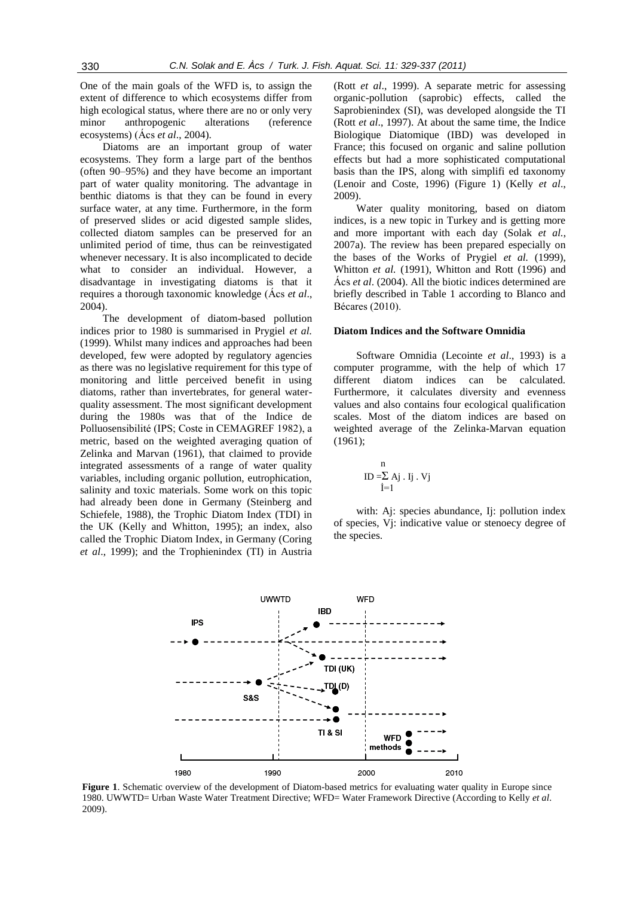One of the main goals of the WFD is, to assign the extent of difference to which ecosystems differ from high ecological status, where there are no or only very minor anthropogenic alterations (reference ecosystems) (Ács *et al*., 2004).

Diatoms are an important group of water ecosystems. They form a large part of the benthos (often 90–95%) and they have become an important part of water quality monitoring. The advantage in benthic diatoms is that they can be found in every surface water, at any time. Furthermore, in the form of preserved slides or acid digested sample slides, collected diatom samples can be preserved for an unlimited period of time, thus can be reinvestigated whenever necessary. It is also incomplicated to decide what to consider an individual. However, a disadvantage in investigating diatoms is that it requires a thorough taxonomic knowledge (Ács *et al*., 2004).

The development of diatom-based pollution indices prior to 1980 is summarised in Prygiel *et al.* (1999). Whilst many indices and approaches had been developed, few were adopted by regulatory agencies as there was no legislative requirement for this type of monitoring and little perceived benefit in using diatoms, rather than invertebrates, for general water-quality assessment. The most significant development during the 1980s was that of the Indice de Polluosensibilité (IPS; Coste in CEMAGREF 1982), a metric, based on the weighted averaging quation of Zelinka and Marvan (1961), that claimed to provide integrated assessments of a range of water quality variables, including organic pollution, eutrophication, salinity and toxic materials. Some work on this topic had already been done in Germany (Steinberg and Schiefele, 1988), the Trophic Diatom Index (TDI) in the UK (Kelly and Whitton, 1995); an index, also called the Trophic Diatom Index, in Germany (Coring *et al*., 1999); and the Trophienindex (TI) in Austria (Rott *et al*., 1999). A separate metric for assessing organic-pollution (saprobic) effects, called the Saprobienindex (SI), was developed alongside the TI (Rott *et al*., 1997). At about the same time, the Indice Biologique Diatomique (IBD) was developed in France; this focused on organic and saline pollution effects but had a more sophisticated computational basis than the IPS, along with simplifi ed taxonomy (Lenoir and Coste, 1996) (Figure 1) (Kelly *et al*., 2009).

Water quality monitoring, based on diatom indices, is a new topic in Turkey and is getting more and more important with each day (Solak *et al.*, 2007a). The review has been prepared especially on the bases of the Works of Prygiel *et al.* (1999), Whitton *et al.* (1991), Whitton and Rott (1996) and Ács *et al*. (2004). All the biotic indices determined are briefly described in Table 1 according to Blanco and Bécares (2010).

## Diatom Indices and the Software Omnidia

Software Omnidia (Lecointe *et al*., 1993) is a computer programme, with the help of which 17 different diatom indices can be calculated. Furthermore, it calculates diversity and evenness values and also contains four ecological qualification scales. Most of the diatom indices are based on weighted average of the Zelinka-Marvan equation (1961);

$$ID = \sum_{i=1}^{n} Aj \cdot Ij \cdot Vj$$

with: Aj: species abundance, Ij: pollution index of species, Vj: indicative value or stenoecy degree of the species.

**Figure 1**. Schematic overview of the development of Diatom-based metrics for evaluating water quality in Europe since 1980. UWWTD= Urban Waste Water Treatment Directive; WFD= Water Framework Directive (According to Kelly *et al*. 2009).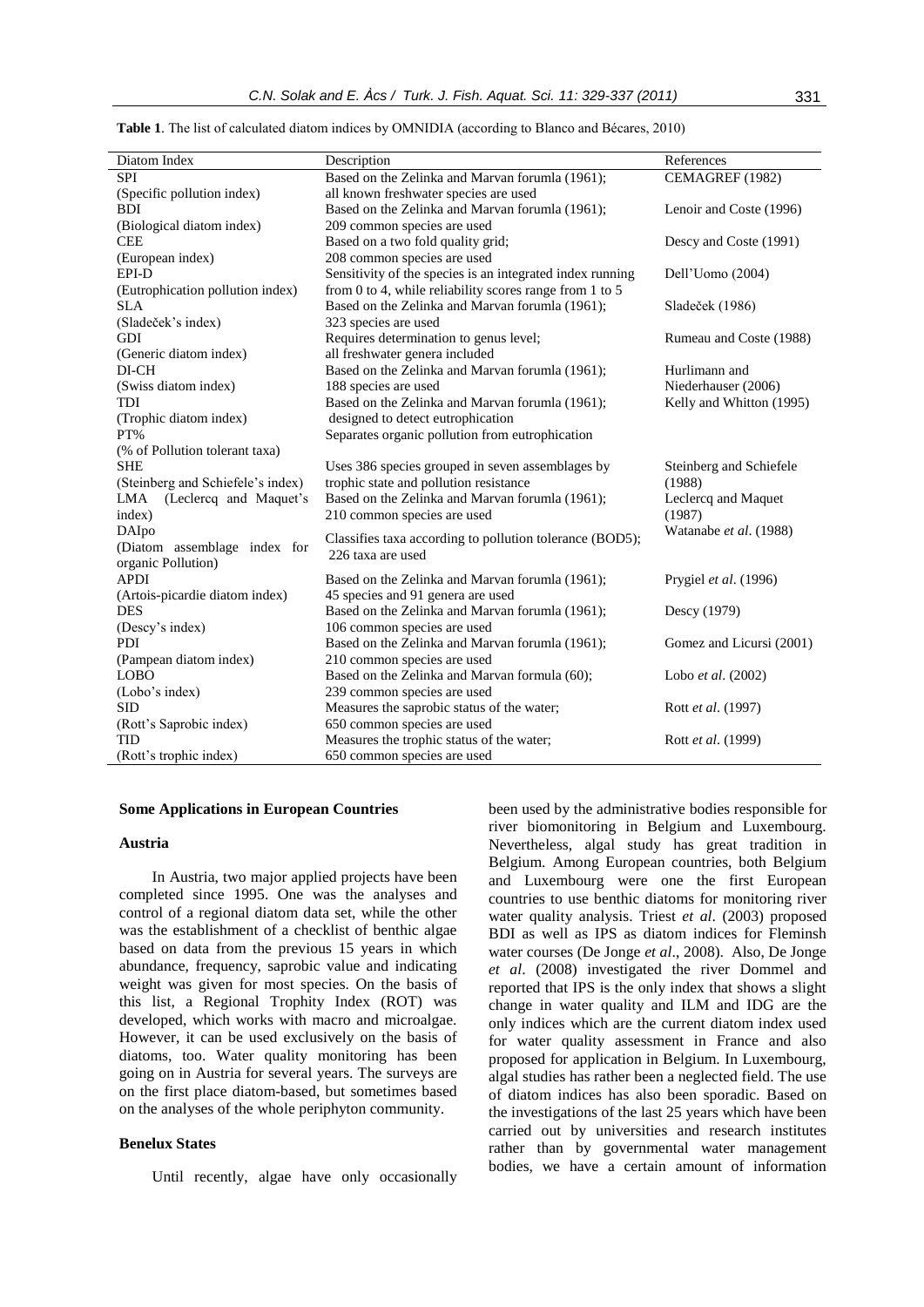**Table 1**. The list of calculated diatom indices by OMNIDIA (according to Blanco and Bécares, 2010)

| Diatom Index | Description | References |
|---|---|---|
| SPI (Specific pollution index) | Based on the Zelinka and Marvan forumla (1961); all known freshwater species are used | CEMAGREF (1982) |
| BDI (Biological diatom index) | Based on the Zelinka and Marvan forumla (1961); 209 common species are used | Lenoir and Coste (1996) |
| CEE (European index) | Based on a two fold quality grid; 208 common species are used | Descy and Coste (1991) |
| EPI-D (Eutrophication pollution index) | Sensitivity of the species is an integrated index running from 0 to 4, while reliability scores range from 1 to 5 | Dell'Uomo (2004) |
| SLA (Sladeček's index) | Based on the Zelinka and Marvan forumla (1961); 323 species are used | Sladeček (1986) |
| GDI (Generic diatom index) | Requires determination to genus level; all freshwater genera included | Rumeau and Coste (1988) |
| DI-CH (Swiss diatom index) | Based on the Zelinka and Marvan forumla (1961); 188 species are used | Hurlimann and Niederhauser (2006) |
| TDI (Trophic diatom index) | Based on the Zelinka and Marvan forumla (1961); designed to detect eutrophication | Kelly and Whitton (1995) |
| PT% (% of Pollution tolerant taxa) | Separates organic pollution from eutrophication | |
| SHE (Steinberg and Schiefele's index) | Uses 386 species grouped in seven assemblages by trophic state and pollution resistance | Steinberg and Schiefele (1988) |
| LMA (Leclercq and Maquet's index) | Based on the Zelinka and Marvan forumla (1961); 210 common species are used | Leclercq and Maquet (1987) |
| DAIpo (Diatom assemblage index for organic Pollution) | Classifies taxa according to pollution tolerance (BOD5); 226 taxa are used | Watanabe *et al*. (1988) |
| APDI (Artois-picardie diatom index) | Based on the Zelinka and Marvan forumla (1961); 45 species and 91 genera are used | Prygiel *et al*. (1996) |
| DES (Descy's index) | Based on the Zelinka and Marvan forumla (1961); 106 common species are used | Descy (1979) |
| PDI (Pampean diatom index) | Based on the Zelinka and Marvan forumla (1961); 210 common species are used | Gomez and Licursi (2001) |
| LOBO (Lobo's index) | Based on the Zelinka and Marvan formula (60); 239 common species are used | Lobo *et al*. (2002) |
| SID (Rott's Saprobic index) | Measures the saprobic status of the water; 650 common species are used | Rott *et al*. (1997) |
| TID (Rott's trophic index) | Measures the trophic status of the water; 650 common species are used | Rott *et al*. (1999) |

## Some Applications in European Countries

### Austria

In Austria, two major applied projects have been completed since 1995. One was the analyses and control of a regional diatom data set, while the other was the establishment of a checklist of benthic algae based on data from the previous 15 years in which abundance, frequency, saprobic value and indicating weight was given for most species. On the basis of this list, a Regional Trophity Index (ROT) was developed, which works with macro and microalgae. However, it can be used exclusively on the basis of diatoms, too. Water quality monitoring has been going on in Austria for several years. The surveys are on the first place diatom-based, but sometimes based on the analyses of the whole periphyton community.

### Benelux States

Until recently, algae have only occasionally been used by the administrative bodies responsible for river biomonitoring in Belgium and Luxembourg. Nevertheless, algal study has great tradition in Belgium. Among European countries, both Belgium and Luxembourg were one the first European countries to use benthic diatoms for monitoring river water quality analysis. Triest *et al*. (2003) proposed BDI as well as IPS as diatom indices for Fleminsh water courses (De Jonge *et al*., 2008). Also, De Jonge *et al*. (2008) investigated the river Dommel and reported that IPS is the only index that shows a slight change in water quality and ILM and IDG are the only indices which are the current diatom index used for water quality assessment in France and also proposed for application in Belgium. In Luxembourg, algal studies has rather been a neglected field. The use of diatom indices has also been sporadic. Based on the investigations of the last 25 years which have been carried out by universities and research institutes rather than by governmental water management bodies, we have a certain amount of information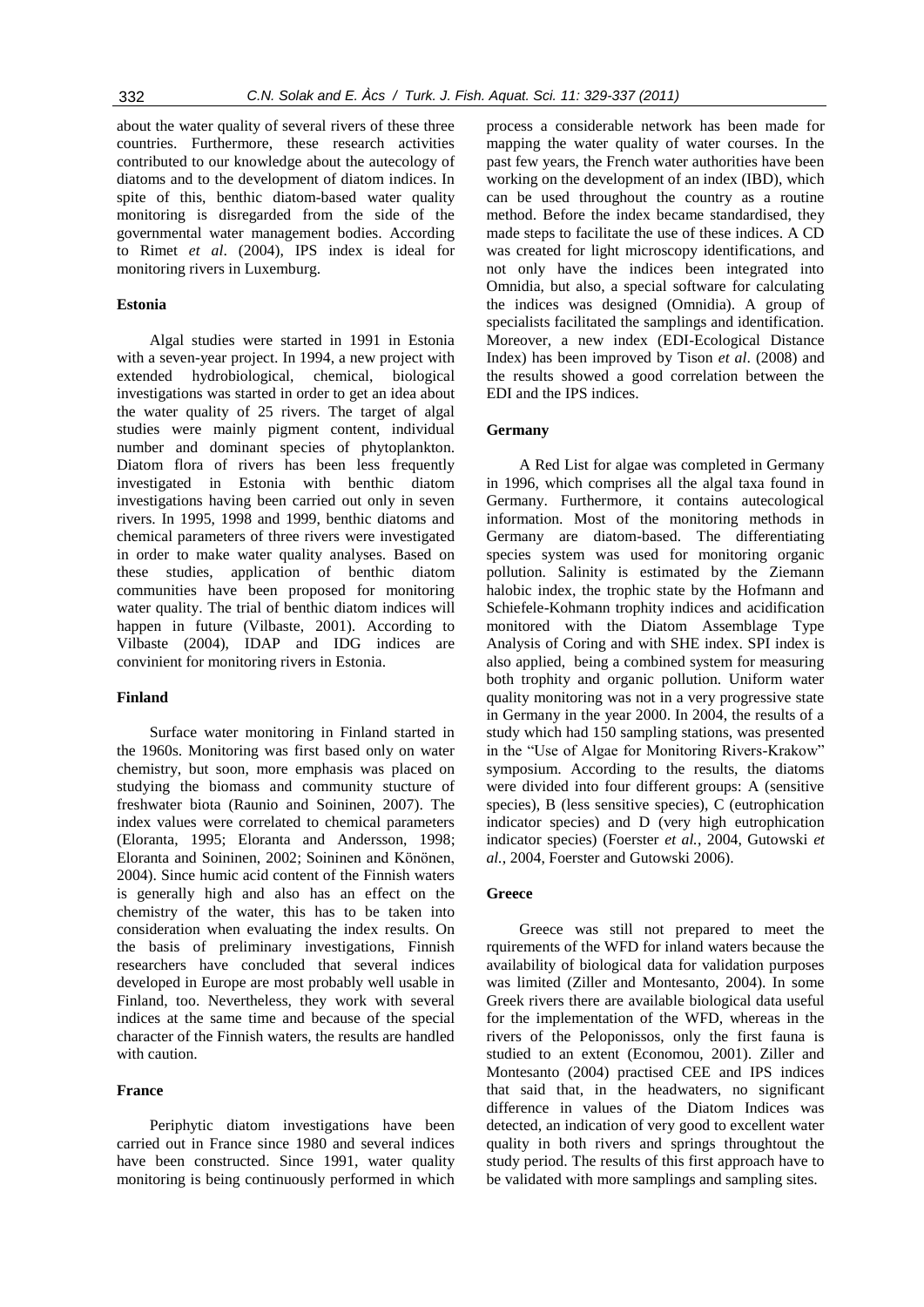about the water quality of several rivers of these three countries. Furthermore, these research activities contributed to our knowledge about the autecology of diatoms and to the development of diatom indices. In spite of this, benthic diatom-based water quality monitoring is disregarded from the side of the governmental water management bodies. According to Rimet *et al*. (2004), IPS index is ideal for monitoring rivers in Luxemburg.

### Estonia

Algal studies were started in 1991 in Estonia with a seven-year project. In 1994, a new project with extended hydrobiological, chemical, biological investigations was started in order to get an idea about the water quality of 25 rivers. The target of algal studies were mainly pigment content, individual number and dominant species of phytoplankton. Diatom flora of rivers has been less frequently investigated in Estonia with benthic diatom investigations having been carried out only in seven rivers. In 1995, 1998 and 1999, benthic diatoms and chemical parameters of three rivers were investigated in order to make water quality analyses. Based on these studies, application of benthic diatom communities have been proposed for monitoring water quality. The trial of benthic diatom indices will happen in future (Vilbaste, 2001). According to Vilbaste (2004), IDAP and IDG indices are convinient for monitoring rivers in Estonia.

### Finland

Surface water monitoring in Finland started in the 1960s. Monitoring was first based only on water chemistry, but soon, more emphasis was placed on studying the biomass and community stucture of freshwater biota (Raunio and Soininen, 2007). The index values were correlated to chemical parameters (Eloranta, 1995; Eloranta and Andersson, 1998; Eloranta and Soininen, 2002; Soininen and Könönen, 2004). Since humic acid content of the Finnish waters is generally high and also has an effect on the chemistry of the water, this has to be taken into consideration when evaluating the index results. On the basis of preliminary investigations, Finnish researchers have concluded that several indices developed in Europe are most probably well usable in Finland, too. Nevertheless, they work with several indices at the same time and because of the special character of the Finnish waters, the results are handled with caution.

### France

Periphytic diatom investigations have been carried out in France since 1980 and several indices have been constructed. Since 1991, water quality monitoring is being continuously performed in which process a considerable network has been made for mapping the water quality of water courses. In the past few years, the French water authorities have been working on the development of an index (IBD), which can be used throughout the country as a routine method. Before the index became standardised, they made steps to facilitate the use of these indices. A CD was created for light microscopy identifications, and not only have the indices been integrated into Omnidia, but also, a special software for calculating the indices was designed (Omnidia). A group of specialists facilitated the samplings and identification. Moreover, a new index (EDI-Ecological Distance Index) has been improved by Tison *et al*. (2008) and the results showed a good correlation between the EDI and the IPS indices.

### Germany

A Red List for algae was completed in Germany in 1996, which comprises all the algal taxa found in Germany. Furthermore, it contains autecological information. Most of the monitoring methods in Germany are diatom-based. The differentiating species system was used for monitoring organic pollution. Salinity is estimated by the Ziemann halobic index, the trophic state by the Hofmann and Schiefele-Kohmann trophity indices and acidification monitored with the Diatom Assemblage Type Analysis of Coring and with SHE index. SPI index is also applied, being a combined system for measuring both trophity and organic pollution. Uniform water quality monitoring was not in a very progressive state in Germany in the year 2000. In 2004, the results of a study which had 150 sampling stations, was presented in the "Use of Algae for Monitoring Rivers-Krakow" symposium. According to the results, the diatoms were divided into four different groups: A (sensitive species), B (less sensitive species), C (eutrophication indicator species) and D (very high eutrophication indicator species) (Foerster *et al.*, 2004, Gutowski *et al.*, 2004, Foerster and Gutowski 2006).

### Greece

Greece was still not prepared to meet the rquirements of the WFD for inland waters because the availability of biological data for validation purposes was limited (Ziller and Montesanto, 2004). In some Greek rivers there are available biological data useful for the implementation of the WFD, whereas in the rivers of the Peloponissos, only the first fauna is studied to an extent (Economou, 2001). Ziller and Montesanto (2004) practised CEE and IPS indices that said that, in the headwaters, no significant difference in values of the Diatom Indices was detected, an indication of very good to excellent water quality in both rivers and springs throughtout the study period. The results of this first approach have to be validated with more samplings and sampling sites.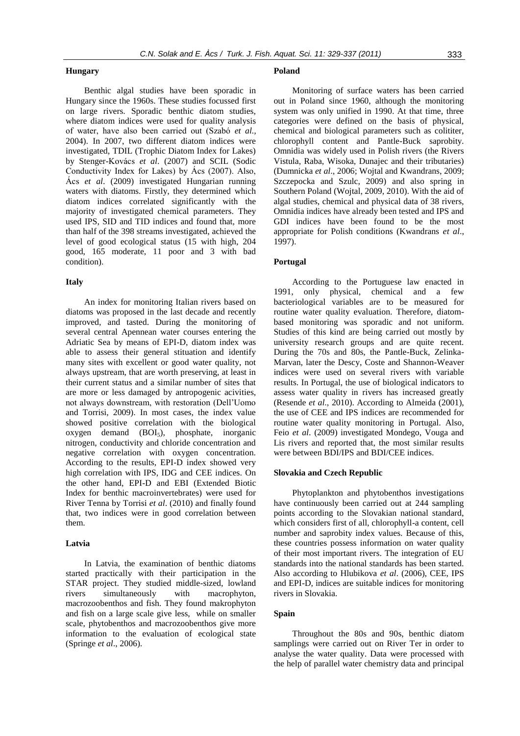### Hungary

Benthic algal studies have been sporadic in Hungary since the 1960s. These studies focussed first on large rivers. Sporadic benthic diatom studies, where diatom indices were used for quality analysis of water, have also been carried out (Szabó *et al.*, 2004). In 2007, two different diatom indices were investigated, TDIL (Trophic Diatom Index for Lakes) by Stenger-Kovács *et al*. (2007) and SCIL (Sodic Conductivity Index for Lakes) by Ács (2007). Also, Ács *et al*. (2009) investigated Hungarian running waters with diatoms. Firstly, they determined which diatom indices correlated significantly with the majority of investigated chemical parameters. They used IPS, SID and TID indices and found that, more than half of the 398 streams investigated, achieved the level of good ecological status (15 with high, 204 good, 165 moderate, 11 poor and 3 with bad condition).

### Italy

An index for monitoring Italian rivers based on diatoms was proposed in the last decade and recently improved, and tasted. During the monitoring of several central Apennean water courses entering the Adriatic Sea by means of EPI-D, diatom index was able to assess their general stituation and identify many sites with excellent or good water quality, not always upstream, that are worth preserving, at least in their current status and a similar number of sites that are more or less damaged by antropogenic acivities, not always downstream, with restoration (Dell'Uomo and Torrisi, 2009). In most cases, the index value showed positive correlation with the biological oxygen demand ($BOI_5$), phosphate, inorganic nitrogen, conductivity and chloride concentration and negative correlation with oxygen concentration. According to the results, EPI-D index showed very high correlation with IPS, IDG and CEE indices. On the other hand, EPI-D and EBI (Extended Biotic Index for benthic macroinvertebrates) were used for River Tenna by Torrisi *et al*. (2010) and finally found that, two indices were in good correlation between them.

### Latvia

In Latvia, the examination of benthic diatoms started practically with their participation in the STAR project. They studied middle-sized, lowland rivers simultaneously with macrophyton, macrozoobenthos and fish. They found makrophyton and fish on a large scale give less, while on smaller scale, phytobenthos and macrozoobenthos give more information to the evaluation of ecological state (Springe *et al*., 2006).

### Poland

Monitoring of surface waters has been carried out in Poland since 1960, although the monitoring system was only unified in 1990. At that time, three categories were defined on the basis of physical, chemical and biological parameters such as colititer, chlorophyll content and Pantle-Buck saprobity. Omnidia was widely used in Polish rivers (the Rivers Vistula, Raba, Wisoka, Dunajec and their tributaries) (Dumnicka *et al*., 2006; Wojtal and Kwandrans, 2009; Szczepocka and Szulc, 2009) and also spring in Southern Poland (Wojtal, 2009, 2010). With the aid of algal studies, chemical and physical data of 38 rivers, Omnidia indices have already been tested and IPS and GDI indices have been found to be the most appropriate for Polish conditions (Kwandrans *et al*., 1997).

### Portugal

According to the Portuguese law enacted in 1991, only physical, chemical and a few bacteriological variables are to be measured for routine water quality evaluation. Therefore, diatom-based monitoring was sporadic and not uniform. Studies of this kind are being carried out mostly by university research groups and are quite recent. During the 70s and 80s, the Pantle-Buck, Zelinka-Marvan, later the Descy, Coste and Shannon-Weaver indices were used on several rivers with variable results. In Portugal, the use of biological indicators to assess water quality in rivers has increased greatly (Resende *et al*., 2010). According to Almeida (2001), the use of CEE and IPS indices are recommended for routine water quality monitoring in Portugal. Also, Feio *et al*. (2009) investigated Mondego, Vouga and Lis rivers and reported that, the most similar results were between BDI/IPS and BDI/CEE indices.

### Slovakia and Czech Republic

Phytoplankton and phytobenthos investigations have continuously been carried out at 244 sampling points according to the Slovakian national standard, which considers first of all, chlorophyll-a content, cell number and saprobity index values. Because of this, these countries possess information on water quality of their most important rivers. The integration of EU standards into the national standards has been started. Also according to Hlubikova *et al*. (2006), CEE, IPS and EPI-D, indices are suitable indices for monitoring rivers in Slovakia.

### Spain

Throughout the 80s and 90s, benthic diatom samplings were carried out on River Ter in order to analyse the water quality. Data were processed with the help of parallel water chemistry data and principal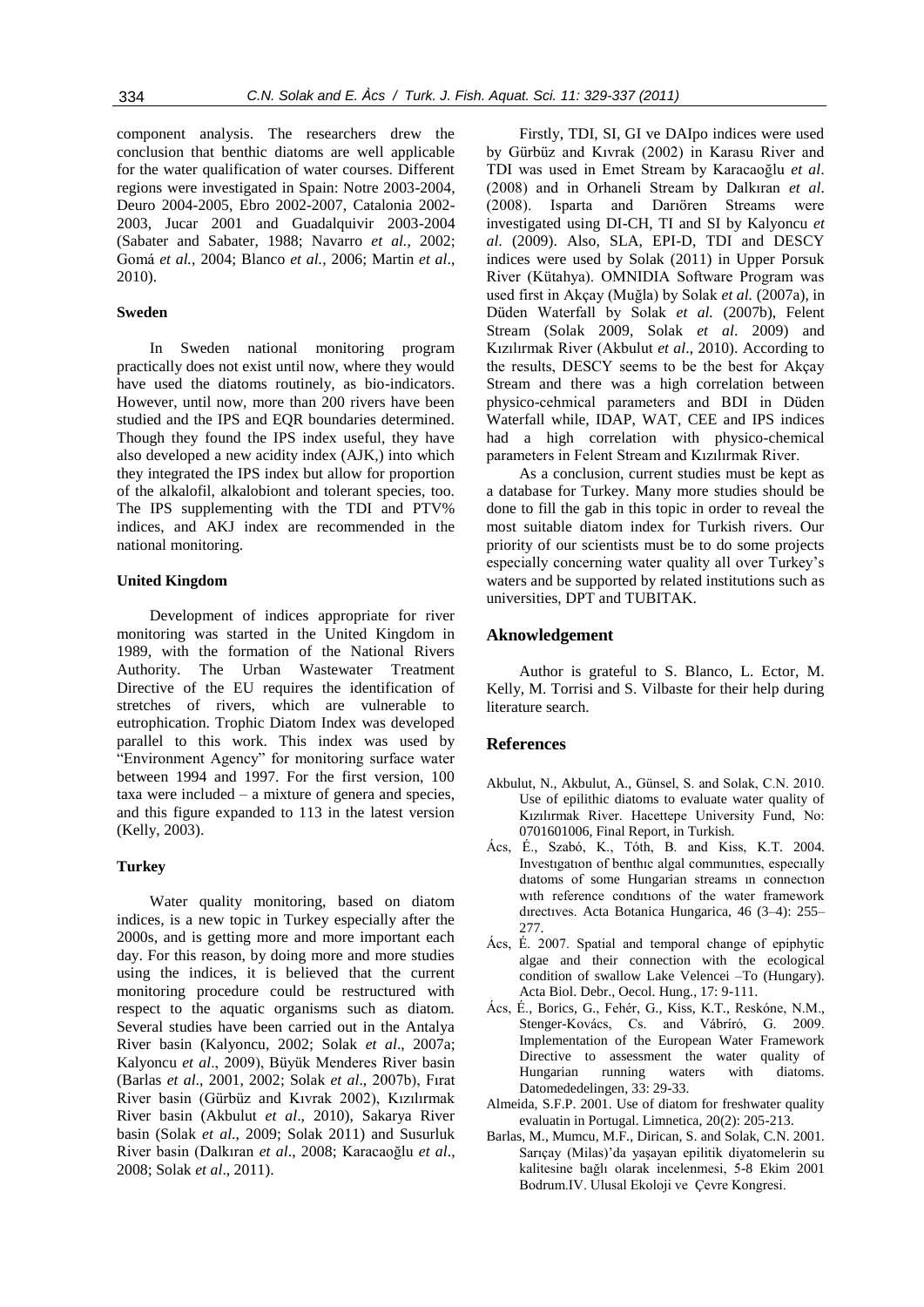component analysis. The researchers drew the conclusion that benthic diatoms are well applicable for the water qualification of water courses. Different regions were investigated in Spain: Notre 2003-2004, Deuro 2004-2005, Ebro 2002-2007, Catalonia 2002-2003, Jucar 2001 and Guadalquivir 2003-2004 (Sabater and Sabater, 1988; Navarro *et al.*, 2002; Gomá *et al.*, 2004; Blanco *et al.*, 2006; Martin *et al*., 2010).

### Sweden

In Sweden national monitoring program practically does not exist until now, where they would have used the diatoms routinely, as bio-indicators. However, until now, more than 200 rivers have been studied and the IPS and EQR boundaries determined. Though they found the IPS index useful, they have also developed a new acidity index (AJK,) into which they integrated the IPS index but allow for proportion of the alkalofil, alkalobiont and tolerant species, too. The IPS supplementing with the TDI and PTV% indices, and AKJ index are recommended in the national monitoring.

### United Kingdom

Development of indices appropriate for river monitoring was started in the United Kingdom in 1989, with the formation of the National Rivers Authority. The Urban Wastewater Treatment Directive of the EU requires the identification of stretches of rivers, which are vulnerable to eutrophication. Trophic Diatom Index was developed parallel to this work. This index was used by "Environment Agency" for monitoring surface water between 1994 and 1997. For the first version, 100 taxa were included – a mixture of genera and species, and this figure expanded to 113 in the latest version (Kelly, 2003).

### Turkey

Water quality monitoring, based on diatom indices, is a new topic in Turkey especially after the 2000s, and is getting more and more important each day. For this reason, by doing more and more studies using the indices, it is believed that the current monitoring procedure could be restructured with respect to the aquatic organisms such as diatom. Several studies have been carried out in the Antalya River basin (Kalyoncu, 2002; Solak *et al*., 2007a; Kalyoncu *et al*., 2009), Büyük Menderes River basin (Barlas *et al*., 2001, 2002; Solak *et al*., 2007b), Fırat River basin (Gürbüz and Kıvrak 2002), Kızılırmak River basin (Akbulut *et al*., 2010), Sakarya River basin (Solak *et al*., 2009; Solak 2011) and Susurluk River basin (Dalkıran *et al*., 2008; Karacaoğlu *et al*., 2008; Solak *et al*., 2011).

Firstly, TDI, SI, GI ve DAIpo indices were used by Gürbüz and Kıvrak (2002) in Karasu River and TDI was used in Emet Stream by Karacaoğlu *et al*. (2008) and in Orhaneli Stream by Dalkıran *et al*. (2008). Isparta and Darıören Streams were investigated using DI-CH, TI and SI by Kalyoncu *et al*. (2009). Also, SLA, EPI-D, TDI and DESCY indices were used by Solak (2011) in Upper Porsuk River (Kütahya). OMNIDIA Software Program was used first in Akçay (Muğla) by Solak *et al.* (2007a), in Düden Waterfall by Solak *et al.* (2007b), Felent Stream (Solak 2009, Solak *et al*. 2009) and Kızılırmak River (Akbulut *et al*., 2010). According to the results, DESCY seems to be the best for Akçay Stream and there was a high correlation between physico-cehmical parameters and BDI in Düden Waterfall while, IDAP, WAT, CEE and IPS indices had a high correlation with physico-chemical parameters in Felent Stream and Kızılırmak River.

As a conclusion, current studies must be kept as a database for Turkey. Many more studies should be done to fill the gab in this topic in order to reveal the most suitable diatom index for Turkish rivers. Our priority of our scientists must be to do some projects especially concerning water quality all over Turkey's waters and be supported by related institutions such as universities, DPT and TUBITAK.

## Aknowledgement

Author is grateful to S. Blanco, L. Ector, M. Kelly, M. Torrisi and S. Vilbaste for their help during literature search.

## References

Akbulut, N., Akbulut, A., Günsel, S. and Solak, C.N. 2010. Use of epilithic diatoms to evaluate water quality of Kızılırmak River. Hacettepe University Fund, No: 0701601006, Final Report, in Turkish.

Ács, É., Szabó, K., Tóth, B. and Kiss, K.T. 2004. Investıgatıon of benthıc algal communıtıes, especıally dıatoms of some Hungarian streams ın connectıon wıth reference condıtıons of the water framework dırectıves. Acta Botanica Hungarica, 46 (3–4): 255–277.

Ács, É. 2007. Spatial and temporal change of epiphytic algae and their connection with the ecological condition of swallow Lake Velencei –To (Hungary). Acta Biol. Debr., Oecol. Hung., 17: 9-111.

Ács, É., Borics, G., Fehér, G., Kiss, K.T., Reskóne, N.M., Stenger-Kovács, Cs. and Vábríró, G. 2009. Implementation of the European Water Framework Directive to assessment the water quality of Hungarian running waters with diatoms. Datomededelingen, 33: 29-33.

Almeida, S.F.P. 2001. Use of diatom for freshwater quality evaluatin in Portugal. Limnetica, 20(2): 205-213.

Barlas, M., Mumcu, M.F., Dirican, S. and Solak, C.N. 2001. Sarıçay (Milas)'da yaşayan epilitik diyatomelerin su kalitesine bağlı olarak incelenmesi, 5-8 Ekim 2001 Bodrum.IV. Ulusal Ekoloji ve Çevre Kongresi.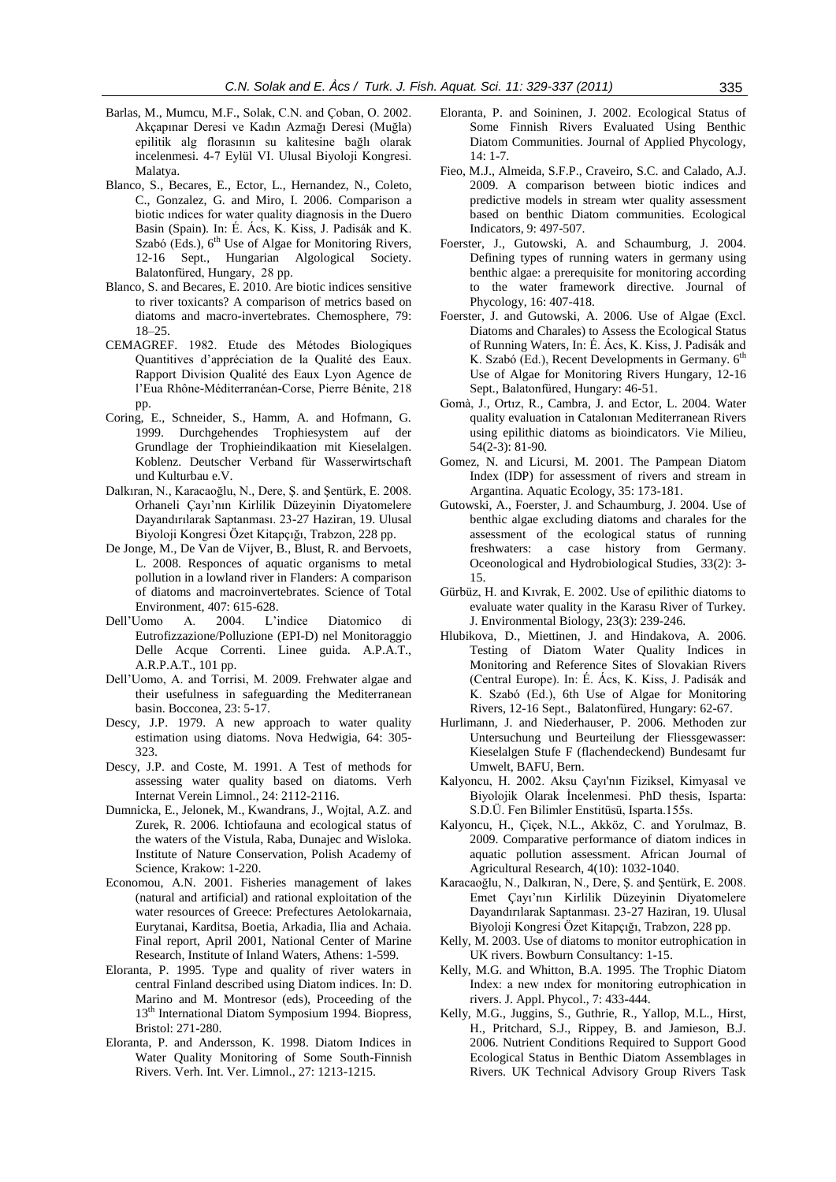Barlas, M., Mumcu, M.F., Solak, C.N. and Çoban, O. 2002. Akçapınar Deresi ve Kadın Azmağı Deresi (Muğla) epilitik alg florasının su kalitesine bağlı olarak incelenmesi. 4-7 Eylül VI. Ulusal Biyoloji Kongresi. Malatya.

Blanco, S., Becares, E., Ector, L., Hernandez, N., Coleto, C., Gonzalez, G. and Miro, I. 2006. Comparison a biotic ındices for water quality diagnosis in the Duero Basin (Spain). In: É. Ács, K. Kiss, J. Padisák and K. Szabó (Eds.), 6[th] Use of Algae for Monitoring Rivers, 12-16 Sept., Hungarian Algological Society. Balatonfüred, Hungary, 28 pp.

Blanco, S. and Becares, E. 2010. Are biotic indices sensitive to river toxicants? A comparison of metrics based on diatoms and macro-invertebrates. Chemosphere, 79: 18–25.

CEMAGREF. 1982. Etude des Métodes Biologiques Quantitives d'appréciation de la Qualité des Eaux. Rapport Division Qualité des Eaux Lyon Agence de l'Eua Rhône-Méditerranéan-Corse, Pierre Bénite, 218 pp.

Coring, E., Schneider, S., Hamm, A. and Hofmann, G. 1999. Durchgehendes Trophiesystem auf der Grundlage der Trophieindikaation mit Kieselalgen. Koblenz. Deutscher Verband für Wasserwirtschaft und Kulturbau e.V.

Dalkıran, N., Karacaoğlu, N., Dere, Ş. and Şentürk, E. 2008. Orhaneli Çayı'nın Kirlilik Düzeyinin Diyatomelere Dayandırılarak Saptanması. 23-27 Haziran, 19. Ulusal Biyoloji Kongresi Özet Kitapçığı, Trabzon, 228 pp.

De Jonge, M., De Van de Vijver, B., Blust, R. and Bervoets, L. 2008. Responces of aquatic organisms to metal pollution in a lowland river in Flanders: A comparison of diatoms and macroinvertebrates. Science of Total Environment, 407: 615-628.

Dell'Uomo A. 2004. L'indice Diatomico di Eutrofizzazione/Polluzione (EPI-D) nel Monitoraggio Delle Acque Correnti. Linee guida. A.P.A.T., A.R.P.A.T., 101 pp.

Dell'Uomo, A. and Torrisi, M. 2009. Frehwater algae and their usefulness in safeguarding the Mediterranean basin. Bocconea, 23: 5-17.

Descy, J.P. 1979. A new approach to water quality estimation using diatoms. Nova Hedwigia, 64: 305-323.

Descy, J.P. and Coste, M. 1991. A Test of methods for assessing water quality based on diatoms. Verh Internat Verein Limnol., 24: 2112-2116.

Dumnicka, E., Jelonek, M., Kwandrans, J., Wojtal, A.Z. and Zurek, R. 2006. Ichtiofauna and ecological status of the waters of the Vistula, Raba, Dunajec and Wisloka. Institute of Nature Conservation, Polish Academy of Science, Krakow: 1-220.

Economou, A.N. 2001. Fisheries management of lakes (natural and artificial) and rational exploitation of the water resources of Greece: Prefectures Aetolokarnaia, Eurytanai, Karditsa, Boetia, Arkadia, Ilia and Achaia. Final report, April 2001, National Center of Marine Research, Institute of Inland Waters, Athens: 1-599.

Eloranta, P. 1995. Type and quality of river waters in central Finland described using Diatom indices. In: D. Marino and M. Montresor (eds), Proceeding of the 13[th] International Diatom Symposium 1994. Biopress, Bristol: 271-280.

Eloranta, P. and Andersson, K. 1998. Diatom Indices in Water Quality Monitoring of Some South-Finnish Rivers. Verh. Int. Ver. Limnol., 27: 1213-1215.

Eloranta, P. and Soininen, J. 2002. Ecological Status of Some Finnish Rivers Evaluated Using Benthic Diatom Communities. Journal of Applied Phycology, 14: 1-7.

Fieo, M.J., Almeida, S.F.P., Craveiro, S.C. and Calado, A.J. 2009. A comparison between biotic indices and predictive models in stream wter quality assessment based on benthic Diatom communities. Ecological Indicators, 9: 497-507.

Foerster, J., Gutowski, A. and Schaumburg, J. 2004. Defining types of running waters in germany using benthic algae: a prerequisite for monitoring according to the water framework directive. Journal of Phycology, 16: 407-418.

Foerster, J. and Gutowski, A. 2006. Use of Algae (Excl. Diatoms and Charales) to Assess the Ecological Status of Running Waters, In: É. Ács, K. Kiss, J. Padisák and K. Szabó (Ed.), Recent Developments in Germany. 6[th] Use of Algae for Monitoring Rivers Hungary, 12-16 Sept., Balatonfüred, Hungary: 46-51.

Gomà, J., Ortız, R., Cambra, J. and Ector, L. 2004. Water quality evaluation in Catalonıan Mediterranean Rivers using epilithic diatoms as bioindicators. Vie Milieu, 54(2-3): 81-90.

Gomez, N. and Licursi, M. 2001. The Pampean Diatom Index (IDP) for assessment of rivers and stream in Argantina. Aquatic Ecology, 35: 173-181.

Gutowski, A., Foerster, J. and Schaumburg, J. 2004. Use of benthic algae excluding diatoms and charales for the assessment of the ecological status of running freshwaters: a case history from Germany. Oceonological and Hydrobiological Studies, 33(2): 3-15.

Gürbüz, H. and Kıvrak, E. 2002. Use of epilithic diatoms to evaluate water quality in the Karasu River of Turkey. J. Environmental Biology, 23(3): 239-246.

Hlubikova, D., Miettinen, J. and Hindakova, A. 2006. Testing of Diatom Water Quality Indices in Monitoring and Reference Sites of Slovakian Rivers (Central Europe). In: É. Ács, K. Kiss, J. Padisák and K. Szabó (Ed.), 6th Use of Algae for Monitoring Rivers, 12-16 Sept., Balatonfüred, Hungary: 62-67.

Hurlimann, J. and Niederhauser, P. 2006. Methoden zur Untersuchung und Beurteilung der Fliessgewasser: Kieselalgen Stufe F (flachendeckend) Bundesamt fur Umwelt, BAFU, Bern.

Kalyoncu, H. 2002. Aksu Çayı'nın Fiziksel, Kimyasal ve Biyolojik Olarak İncelenmesi. PhD thesis, Isparta: S.D.Ü. Fen Bilimler Enstitüsü, Isparta.155s.

Kalyoncu, H., Çiçek, N.L., Akköz, C. and Yorulmaz, B. 2009. Comparative performance of diatom indices in aquatic pollution assessment. African Journal of Agricultural Research, 4(10): 1032-1040.

Karacaoğlu, N., Dalkıran, N., Dere, Ş. and Şentürk, E. 2008. Emet Çayı'nın Kirlilik Düzeyinin Diyatomelere Dayandırılarak Saptanması. 23-27 Haziran, 19. Ulusal Biyoloji Kongresi Özet Kitapçığı, Trabzon, 228 pp.

Kelly, M. 2003. Use of diatoms to monitor eutrophication in UK rivers. Bowburn Consultancy: 1-15.

Kelly, M.G. and Whitton, B.A. 1995. The Trophic Diatom Index: a new ındex for monitoring eutrophication in rivers. J. Appl. Phycol., 7: 433-444.

Kelly, M.G., Juggins, S., Guthrie, R., Yallop, M.L., Hirst, H., Pritchard, S.J., Rippey, B. and Jamieson, B.J. 2006. Nutrient Conditions Required to Support Good Ecological Status in Benthic Diatom Assemblages in Rivers. UK Technical Advisory Group Rivers Task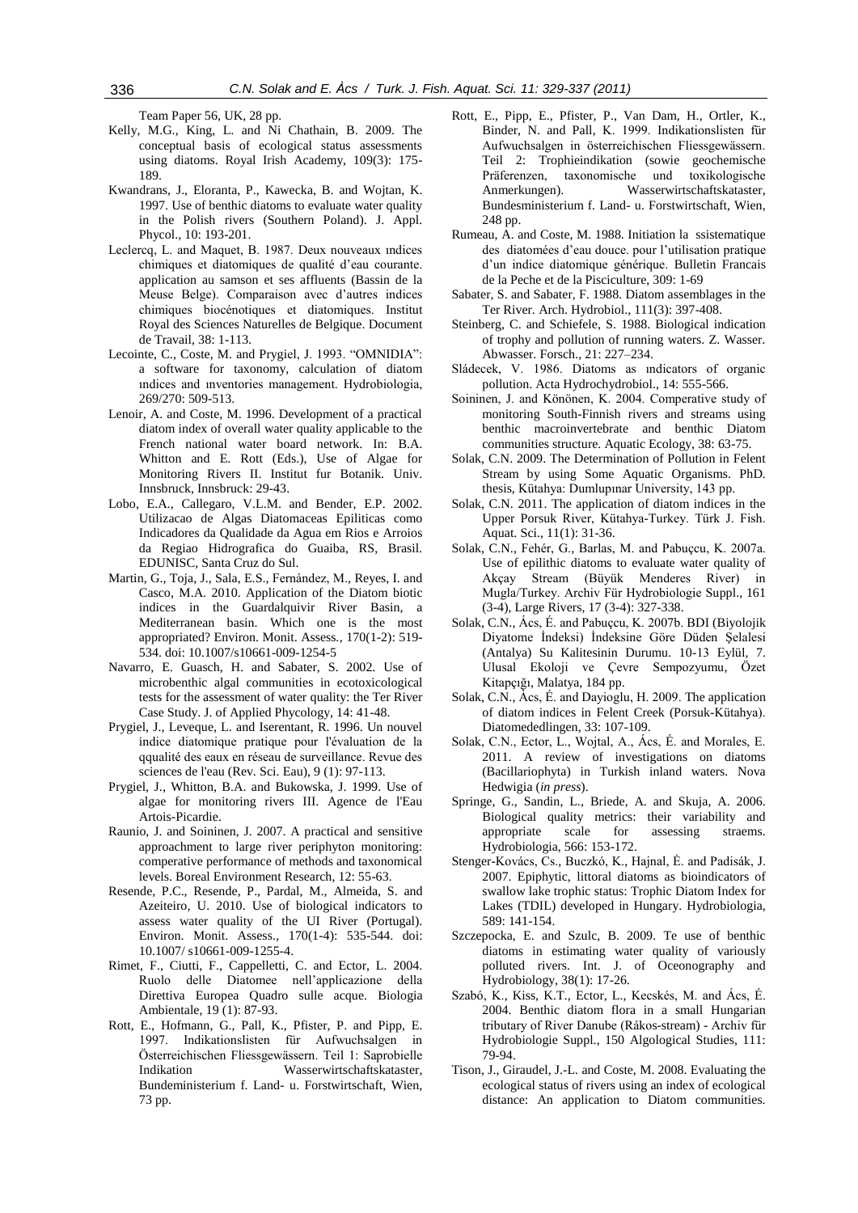Team Paper 56, UK, 28 pp.

Kelly, M.G., King, L. and Ni Chathain, B. 2009. The conceptual basis of ecological status assessments using diatoms. Royal Irish Academy, 109(3): 175-189.

Kwandrans, J., Eloranta, P., Kawecka, B. and Wojtan, K. 1997. Use of benthic diatoms to evaluate water quality in the Polish rivers (Southern Poland). J. Appl. Phycol., 10: 193-201.

Leclercq, L. and Maquet, B. 1987. Deux nouveaux ındices chimiques et diatomiques de qualité d'eau courante. application au samson et ses affluents (Bassin de la Meuse Belge). Comparaison avec d'autres indices chimiques biocénotiques et diatomiques. Institut Royal des Sciences Naturelles de Belgique. Document de Travail, 38: 1-113.

Lecointe, C., Coste, M. and Prygiel, J. 1993. "OMNIDIA": a software for taxonomy, calculation of diatom ındices and ınventories management. Hydrobiologia, 269/270: 509-513.

Lenoir, A. and Coste, M. 1996. Development of a practical diatom index of overall water quality applicable to the French national water board network. In: B.A. Whitton and E. Rott (Eds.), Use of Algae for Monitoring Rivers II. Institut fur Botanik. Univ. Innsbruck, Innsbruck: 29-43.

Lobo, E.A., Callegaro, V.L.M. and Bender, E.P. 2002. Utilizacao de Algas Diatomaceas Epiliticas como Indicadores da Qualidade da Agua em Rios e Arroios da Regiao Hidrografica do Guaiba, RS, Brasil. EDUNISC, Santa Cruz do Sul.

Martin, G., Toja, J., Sala, E.S., Fernández, M., Reyes, I. and Casco, M.A. 2010. Application of the Diatom biotic indices in the Guardalquivir River Basin, a Mediterranean basin. Which one is the most appropriated? Environ. Monit. Assess., 170(1-2): 519-534. doi: 10.1007/s10661-009-1254-5

Navarro, E. Guasch, H. and Sabater, S. 2002. Use of microbenthic algal communities in ecotoxicological tests for the assessment of water quality: the Ter River Case Study. J. of Applied Phycology, 14: 41-48.

Prygiel, J., Leveque, L. and Iserentant, R. 1996. Un nouvel indice diatomique pratique pour l'évaluation de la qqualité des eaux en réseau de surveillance. Revue des sciences de l'eau (Rev. Sci. Eau), 9 (1): 97-113.

Prygiel, J., Whitton, B.A. and Bukowska, J. 1999. Use of algae for monitoring rivers III. Agence de l'Eau Artois-Picardie.

Raunio, J. and Soininen, J. 2007. A practical and sensitive approachment to large river periphyton monitoring: comperative performance of methods and taxonomical levels. Boreal Environment Research, 12: 55-63.

Resende, P.C., Resende, P., Pardal, M., Almeida, S. and Azeiteiro, U. 2010. Use of biological indicators to assess water quality of the UI River (Portugal). Environ. Monit. Assess., 170(1-4): 535-544. doi: 10.1007/ s10661-009-1255-4.

Rimet, F., Ciutti, F., Cappelletti, C. and Ector, L. 2004. Ruolo delle Diatomee nell'applicazione della Direttiva Europea Quadro sulle acque. Biologia Ambientale, 19 (1): 87-93.

Rott, E., Hofmann, G., Pall, K., Pfister, P. and Pipp, E. 1997. Indikationslisten für Aufwuchsalgen in Österreichischen Fliessgewässern. Teil 1: Saprobielle Indikation Wasserwirtschaftskataster, Bundeministerium f. Land- u. Forstwirtschaft, Wien, 73 pp.

Rott, E., Pipp, E., Pfister, P., Van Dam, H., Ortler, K., Binder, N. and Pall, K. 1999. Indikationslisten für Aufwuchsalgen in österreichischen Fliessgewässern. Teil 2: Trophieindikation (sowie geochemische Präferenzen, taxonomische und toxikologische Anmerkungen). Wasserwirtschaftskataster, Bundesministerium f. Land- u. Forstwirtschaft, Wien, 248 pp.

Rumeau, A. and Coste, M. 1988. Initiation la ssistematique des diatomées d'eau douce. pour l'utilisation pratique d'un indice diatomique générique. Bulletin Francais de la Peche et de la Pisciculture, 309: 1-69

Sabater, S. and Sabater, F. 1988. Diatom assemblages in the Ter River. Arch. Hydrobiol., 111(3): 397-408.

Steinberg, C. and Schiefele, S. 1988. Biological indication of trophy and pollution of running waters. Z. Wasser. Abwasser. Forsch., 21: 227–234.

Sládecek, V. 1986. Diatoms as ındicators of organic pollution. Acta Hydrochydrobiol., 14: 555-566.

Soininen, J. and Könönen, K. 2004. Comperative study of monitoring South-Finnish rivers and streams using benthic macroinvertebrate and benthic Diatom communities structure. Aquatic Ecology, 38: 63-75.

Solak, C.N. 2009. The Determination of Pollution in Felent Stream by using Some Aquatic Organisms. PhD. thesis, Kütahya: Dumlupınar University, 143 pp.

Solak, C.N. 2011. The application of diatom indices in the Upper Porsuk River, Kütahya-Turkey. Türk J. Fish. Aquat. Sci., 11(1): 31-36.

Solak, C.N., Fehér, G., Barlas, M. and Pabuçcu, K. 2007a. Use of epilithic diatoms to evaluate water quality of Akçay Stream (Büyük Menderes River) in Mugla/Turkey. Archiv Für Hydrobiologie Suppl., 161 (3-4), Large Rivers, 17 (3-4): 327-338.

Solak, C.N., Ács, É. and Pabuçcu, K. 2007b. BDI (Biyolojik Diyatome İndeksi) İndeksine Göre Düden Şelalesi (Antalya) Su Kalitesinin Durumu. 10-13 Eylül, 7. Ulusal Ekoloji ve Çevre Sempozyumu, Özet Kitapçığı, Malatya, 184 pp.

Solak, C.N., Ács, É. and Dayioglu, H. 2009. The application of diatom indices in Felent Creek (Porsuk-Kütahya). Diatomededlingen, 33: 107-109.

Solak, C.N., Ector, L., Wojtal, A., Ács, É. and Morales, E. 2011. A review of investigations on diatoms (Bacillariophyta) in Turkish inland waters. Nova Hedwigia (*in press*).

Springe, G., Sandin, L., Briede, A. and Skuja, A. 2006. Biological quality metrics: their variability and appropriate scale for assessing straems. Hydrobiologia, 566: 153-172.

Stenger-Kovács, Cs., Buczkó, K., Hajnal, É. and Padisák, J. 2007. Epiphytic, littoral diatoms as bioindicators of swallow lake trophic status: Trophic Diatom Index for Lakes (TDIL) developed in Hungary. Hydrobiologia, 589: 141-154.

Szczepocka, E. and Szulc, B. 2009. Te use of benthic diatoms in estimating water quality of variously polluted rivers. Int. J. of Oceonography and Hydrobiology, 38(1): 17-26.

Szabó, K., Kiss, K.T., Ector, L., Kecskés, M. and Ács, É. 2004. Benthic diatom flora in a small Hungarian tributary of River Danube (Rákos-stream) - Archiv für Hydrobiologie Suppl., 150 Algological Studies, 111: 79-94.

Tison, J., Giraudel, J.-L. and Coste, M. 2008. Evaluating the ecological status of rivers using an index of ecological distance: An application to Diatom communities.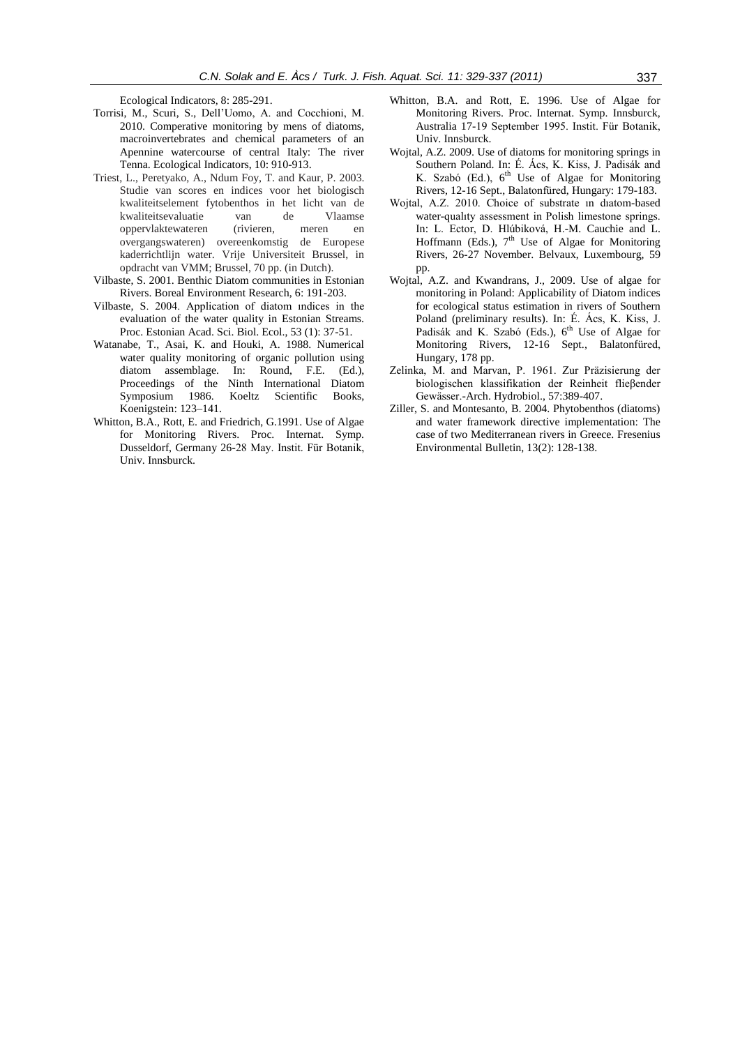Ecological Indicators, 8: 285-291.

Torrisi, M., Scuri, S., Dell'Uomo, A. and Cocchioni, M. 2010. Comperative monitoring by mens of diatoms, macroinvertebrates and chemical parameters of an Apennine watercourse of central Italy: The river Tenna. Ecological Indicators, 10: 910-913.

Triest, L., Peretyako, A., Ndum Foy, T. and Kaur, P. 2003. Studie van scores en indices voor het biologisch kwaliteitselement fytobenthos in het licht van de kwaliteitsevaluatie van de Vlaamse oppervlaktewateren (rivieren, meren en overgangswateren) overeenkomstig de Europese kaderrichtlijn water. Vrije Universiteit Brussel, in opdracht van VMM; Brussel, 70 pp. (in Dutch).

Vilbaste, S. 2001. Benthic Diatom communities in Estonian Rivers. Boreal Environment Research, 6: 191-203.

Vilbaste, S. 2004. Application of diatom ındices in the evaluation of the water quality in Estonian Streams. Proc. Estonian Acad. Sci. Biol. Ecol., 53 (1): 37-51.

Watanabe, T., Asai, K. and Houki, A. 1988. Numerical water quality monitoring of organic pollution using diatom assemblage. In: Round, F.E. (Ed.), Proceedings of the Ninth International Diatom Symposium 1986. Koeltz Scientific Books, Koenigstein: 123–141.

Whitton, B.A., Rott, E. and Friedrich, G.1991. Use of Algae for Monitoring Rivers. Proc. Internat. Symp. Dusseldorf, Germany 26-28 May. Instit. Für Botanik, Univ. Innsburck.

Whitton, B.A. and Rott, E. 1996. Use of Algae for Monitoring Rivers. Proc. Internat. Symp. Innsburck, Australia 17-19 September 1995. Instit. Für Botanik, Univ. Innsburck.

Wojtal, A.Z. 2009. Use of diatoms for monitoring springs in Southern Poland. In: É. Ács, K. Kiss, J. Padisák and K. Szabó (Ed.), 6th Use of Algae for Monitoring Rivers, 12-16 Sept., Balatonfüred, Hungary: 179-183.

Wojtal, A.Z. 2010. Choice of substrate ın dıatom-based water-qualıty assessment in Polish limestone springs. In: L. Ector, D. Hlúbiková, H.-M. Cauchie and L. Hoffmann (Eds.), 7th Use of Algae for Monitoring Rivers, 26-27 November. Belvaux, Luxembourg, 59 pp.

Wojtal, A.Z. and Kwandrans, J., 2009. Use of algae for monitoring in Poland: Applicability of Diatom indices for ecological status estimation in rivers of Southern Poland (preliminary results). In: É. Ács, K. Kiss, J. Padisák and K. Szabó (Eds.), 6th Use of Algae for Monitoring Rivers, 12-16 Sept., Balatonfüred, Hungary, 178 pp.

Zelinka, M. and Marvan, P. 1961. Zur Präzisierung der biologischen klassifikation der Reinheit flieβender Gewässer.-Arch. Hydrobiol., 57:389-407.

Ziller, S. and Montesanto, B. 2004. Phytobenthos (diatoms) and water framework directive implementation: The case of two Mediterranean rivers in Greece. Fresenius Environmental Bulletin, 13(2): 128-138.